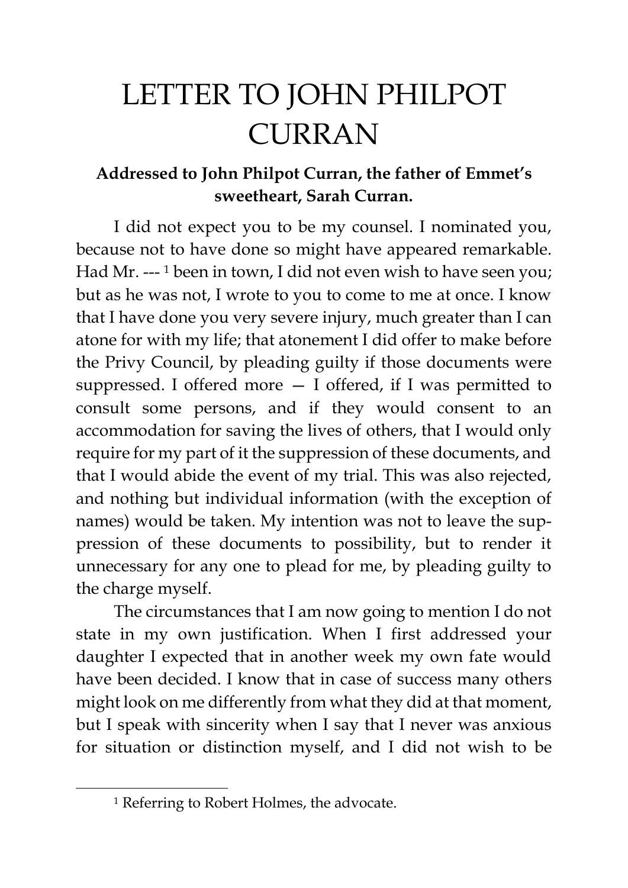# LETTER TO JOHN PHILPOT CURRAN

**Addressed to John Philpot Curran, the father of Emmet's sweetheart, Sarah Curran.**

I did not expect you to be my counsel. I nominated you, because not to have done so might have appeared remarkable. Had Mr. ---[1] been in town, I did not even wish to have seen you; but as he was not, I wrote to you to come to me at once. I know that I have done you very severe injury, much greater than I can atone for with my life; that atonement I did offer to make before the Privy Council, by pleading guilty if those documents were suppressed. I offered more — I offered, if I was permitted to consult some persons, and if they would consent to an accommodation for saving the lives of others, that I would only require for my part of it the suppression of these documents, and that I would abide the event of my trial. This was also rejected, and nothing but individual information (with the exception of names) would be taken. My intention was not to leave the suppression of these documents to possibility, but to render it unnecessary for any one to plead for me, by pleading guilty to the charge myself.

The circumstances that I am now going to mention I do not state in my own justification. When I first addressed your daughter I expected that in another week my own fate would have been decided. I know that in case of success many others might look on me differently from what they did at that moment, but I speak with sincerity when I say that I never was anxious for situation or distinction myself, and I did not wish to be

[1] Referring to Robert Holmes, the advocate.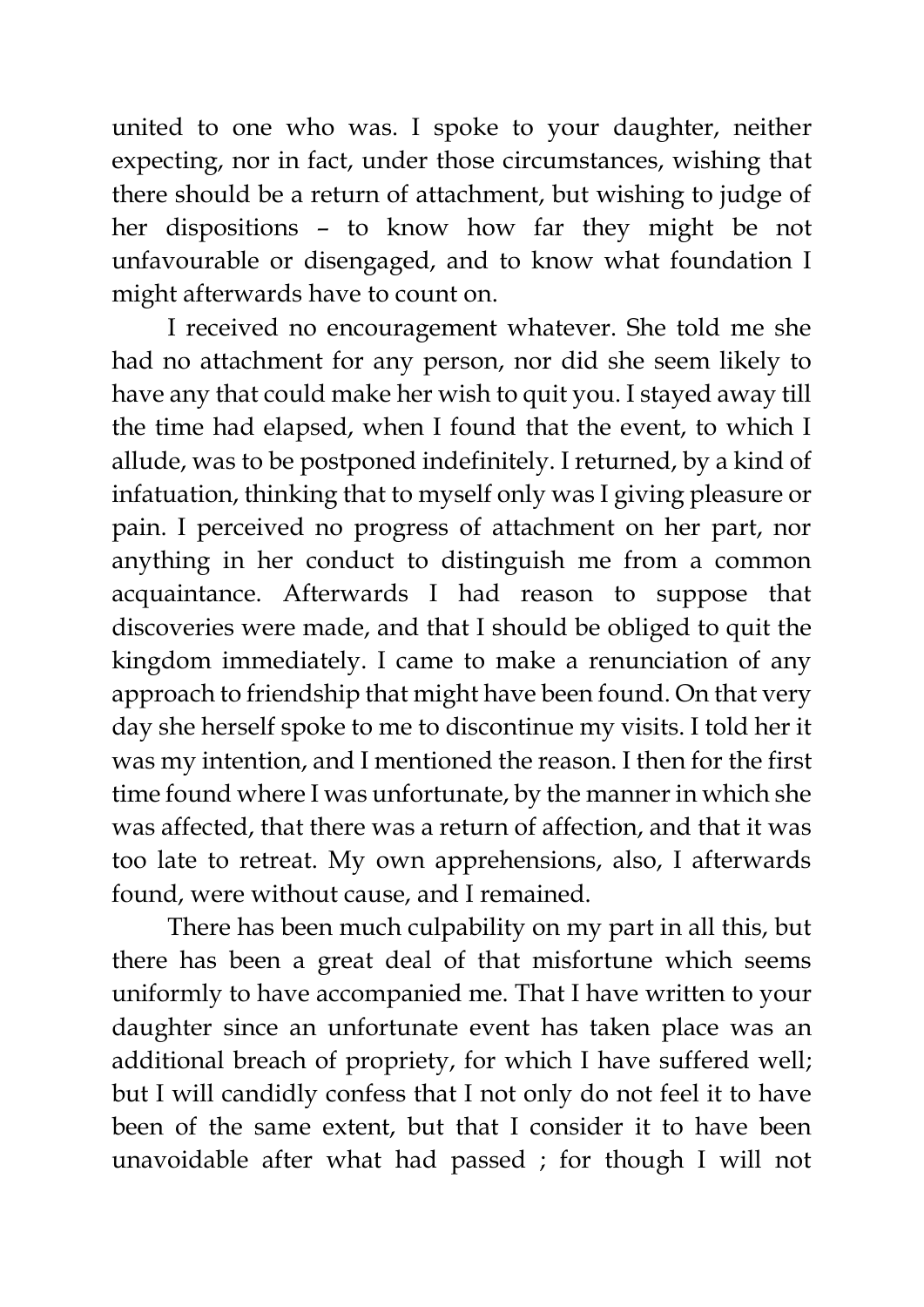united to one who was. I spoke to your daughter, neither expecting, nor in fact, under those circumstances, wishing that there should be a return of attachment, but wishing to judge of her dispositions – to know how far they might be not unfavourable or disengaged, and to know what foundation I might afterwards have to count on.

I received no encouragement whatever. She told me she had no attachment for any person, nor did she seem likely to have any that could make her wish to quit you. I stayed away till the time had elapsed, when I found that the event, to which I allude, was to be postponed indefinitely. I returned, by a kind of infatuation, thinking that to myself only was I giving pleasure or pain. I perceived no progress of attachment on her part, nor anything in her conduct to distinguish me from a common acquaintance. Afterwards I had reason to suppose that discoveries were made, and that I should be obliged to quit the kingdom immediately. I came to make a renunciation of any approach to friendship that might have been found. On that very day she herself spoke to me to discontinue my visits. I told her it was my intention, and I mentioned the reason. I then for the first time found where I was unfortunate, by the manner in which she was affected, that there was a return of affection, and that it was too late to retreat. My own apprehensions, also, I afterwards found, were without cause, and I remained.

There has been much culpability on my part in all this, but there has been a great deal of that misfortune which seems uniformly to have accompanied me. That I have written to your daughter since an unfortunate event has taken place was an additional breach of propriety, for which I have suffered well; but I will candidly confess that I not only do not feel it to have been of the same extent, but that I consider it to have been unavoidable after what had passed ; for though I will not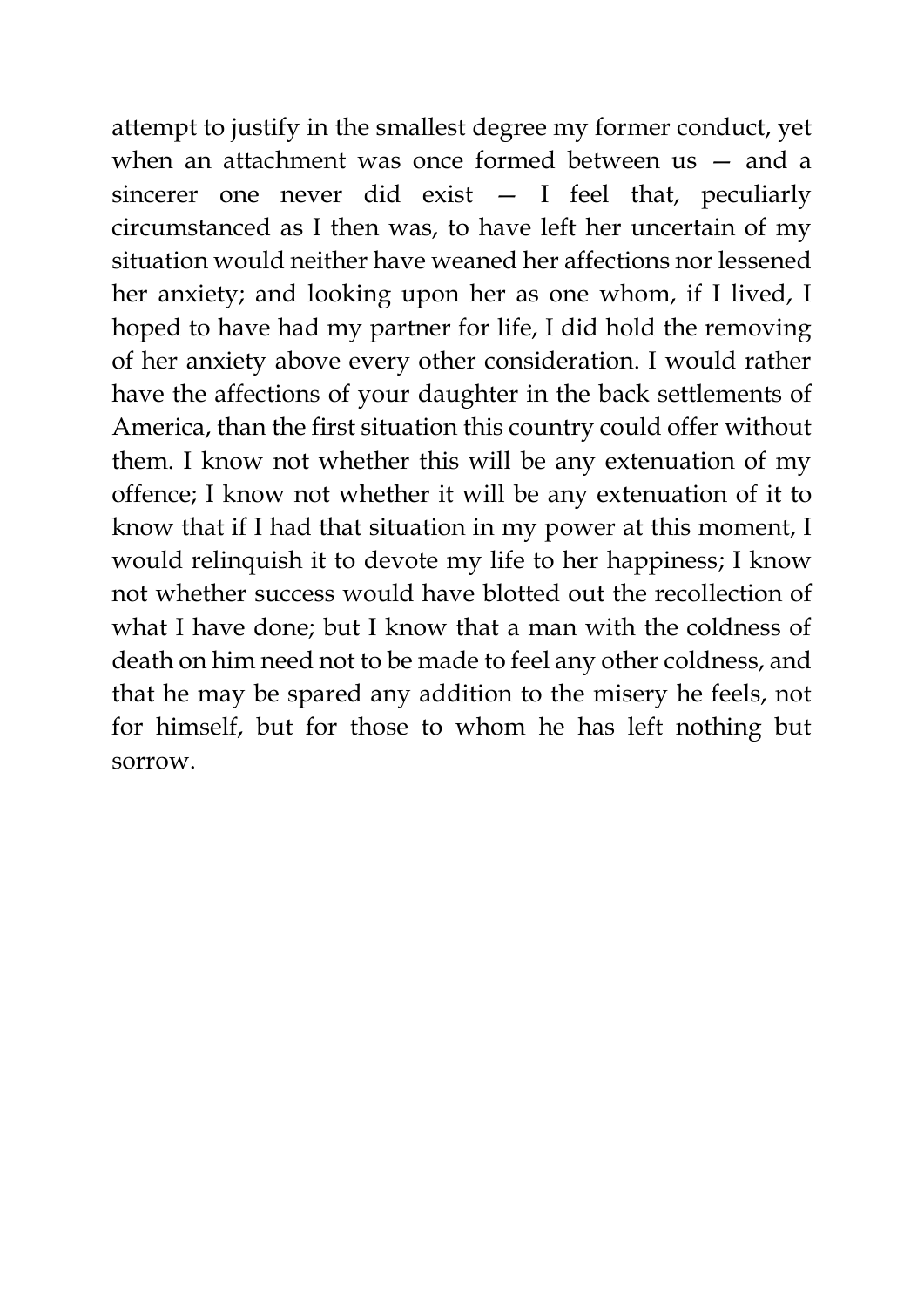attempt to justify in the smallest degree my former conduct, yet when an attachment was once formed between us — and a sincerer one never did exist — I feel that, peculiarly circumstanced as I then was, to have left her uncertain of my situation would neither have weaned her affections nor lessened her anxiety; and looking upon her as one whom, if I lived, I hoped to have had my partner for life, I did hold the removing of her anxiety above every other consideration. I would rather have the affections of your daughter in the back settlements of America, than the first situation this country could offer without them. I know not whether this will be any extenuation of my offence; I know not whether it will be any extenuation of it to know that if I had that situation in my power at this moment, I would relinquish it to devote my life to her happiness; I know not whether success would have blotted out the recollection of what I have done; but I know that a man with the coldness of death on him need not to be made to feel any other coldness, and that he may be spared any addition to the misery he feels, not for himself, but for those to whom he has left nothing but sorrow.